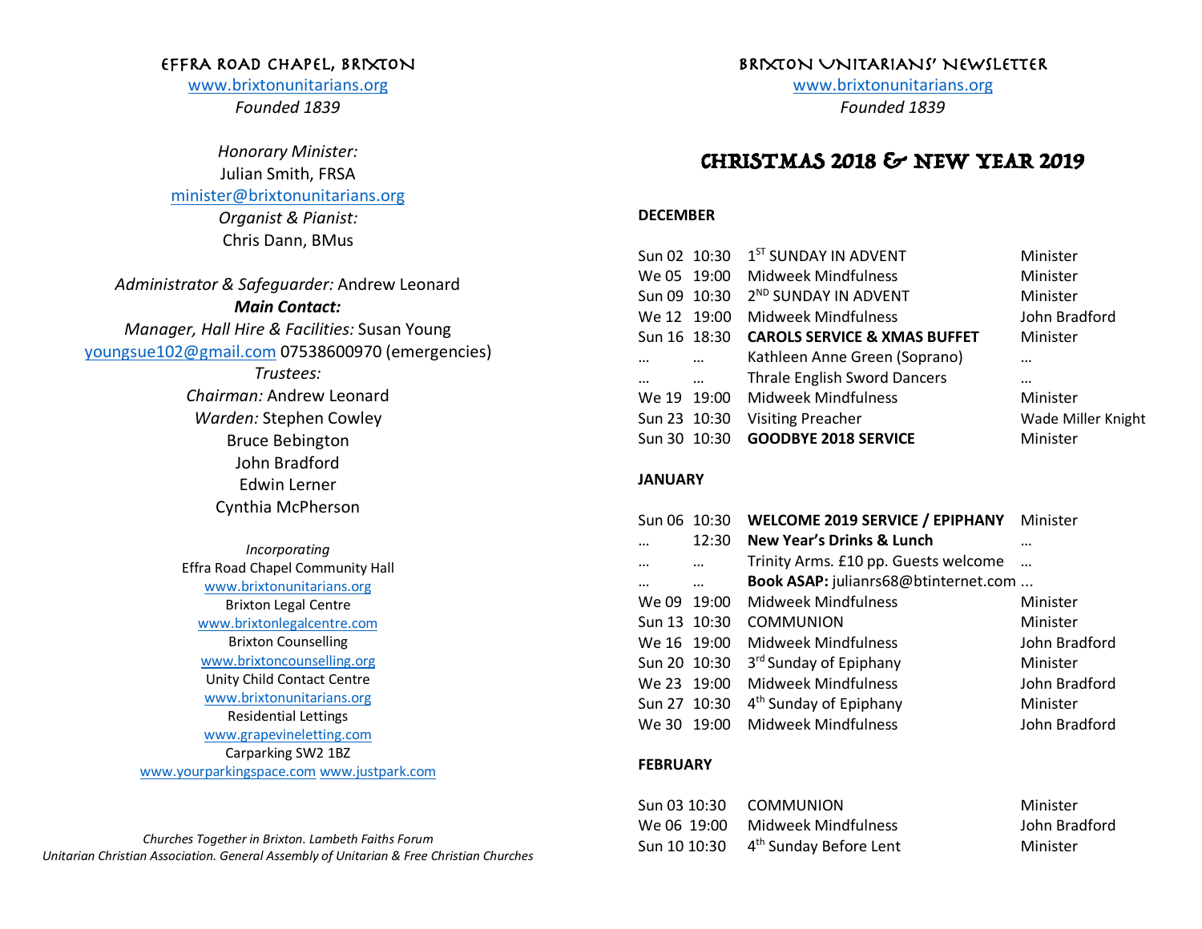# Effra Road Chapel, Brixton

www.brixtonunitarians.org

*Founded 1839*

*Honorary Minister:*
Julian Smith, FRSA
minister@brixtonunitarians.org

*Organist & Pianist:*
Chris Dann, BMus

*Administrator & Safeguarder:* Andrew Leonard

***Main Contact:***

*Manager, Hall Hire & Facilities:* Susan Young
youngsue102@gmail.com 07538600970 (emergencies)

*Trustees:*
*Chairman:* Andrew Leonard
*Warden:* Stephen Cowley
Bruce Bebington
John Bradford
Edwin Lerner
Cynthia McPherson

*Incorporating*
Effra Road Chapel Community Hall
www.brixtonunitarians.org
Brixton Legal Centre
www.brixtonlegalcentre.com
Brixton Counselling
www.brixtoncounselling.org
Unity Child Contact Centre
www.brixtonunitarians.org
Residential Lettings
www.grapevineletting.com
Carparking SW2 1BZ
www.yourparkingspace.com www.justpark.com

*Churches Together in Brixton. Lambeth Faiths Forum*
*Unitarian Christian Association. General Assembly of Unitarian & Free Christian Churches*

# Brixton Unitarians' Newsletter

www.brixtonunitarians.org

*Founded 1839*

## CHRISTMAS 2018 & NEW YEAR 2019

**DECEMBER**

| | | | |
|---|---|---|---|
| Sun 02 | 10:30 | 1ST SUNDAY IN ADVENT | Minister |
| We 05 | 19:00 | Midweek Mindfulness | Minister |
| Sun 09 | 10:30 | 2ND SUNDAY IN ADVENT | Minister |
| We 12 | 19:00 | Midweek Mindfulness | John Bradford |
| Sun 16 | 18:30 | **CAROLS SERVICE & XMAS BUFFET** | Minister |
| … | … | Kathleen Anne Green (Soprano) | … |
| … | … | Thrale English Sword Dancers | … |
| We 19 | 19:00 | Midweek Mindfulness | Minister |
| Sun 23 | 10:30 | Visiting Preacher | Wade Miller Knight |
| Sun 30 | 10:30 | **GOODBYE 2018 SERVICE** | Minister |

**JANUARY**

| | | | |
|---|---|---|---|
| Sun 06 | 10:30 | **WELCOME 2019 SERVICE / EPIPHANY** | Minister |
| … | 12:30 | **New Year's Drinks & Lunch** | … |
| … | … | Trinity Arms. £10 pp. Guests welcome | … |
| … | … | **Book ASAP:** julianrs68@btinternet.com | … |
| We 09 | 19:00 | Midweek Mindfulness | Minister |
| Sun 13 | 10:30 | COMMUNION | Minister |
| We 16 | 19:00 | Midweek Mindfulness | John Bradford |
| Sun 20 | 10:30 | 3rd Sunday of Epiphany | Minister |
| We 23 | 19:00 | Midweek Mindfulness | John Bradford |
| Sun 27 | 10:30 | 4th Sunday of Epiphany | Minister |
| We 30 | 19:00 | Midweek Mindfulness | John Bradford |

**FEBRUARY**

| | | | |
|---|---|---|---|
| Sun 03 | 10:30 | COMMUNION | Minister |
| We 06 | 19:00 | Midweek Mindfulness | John Bradford |
| Sun 10 | 10:30 | 4th Sunday Before Lent | Minister |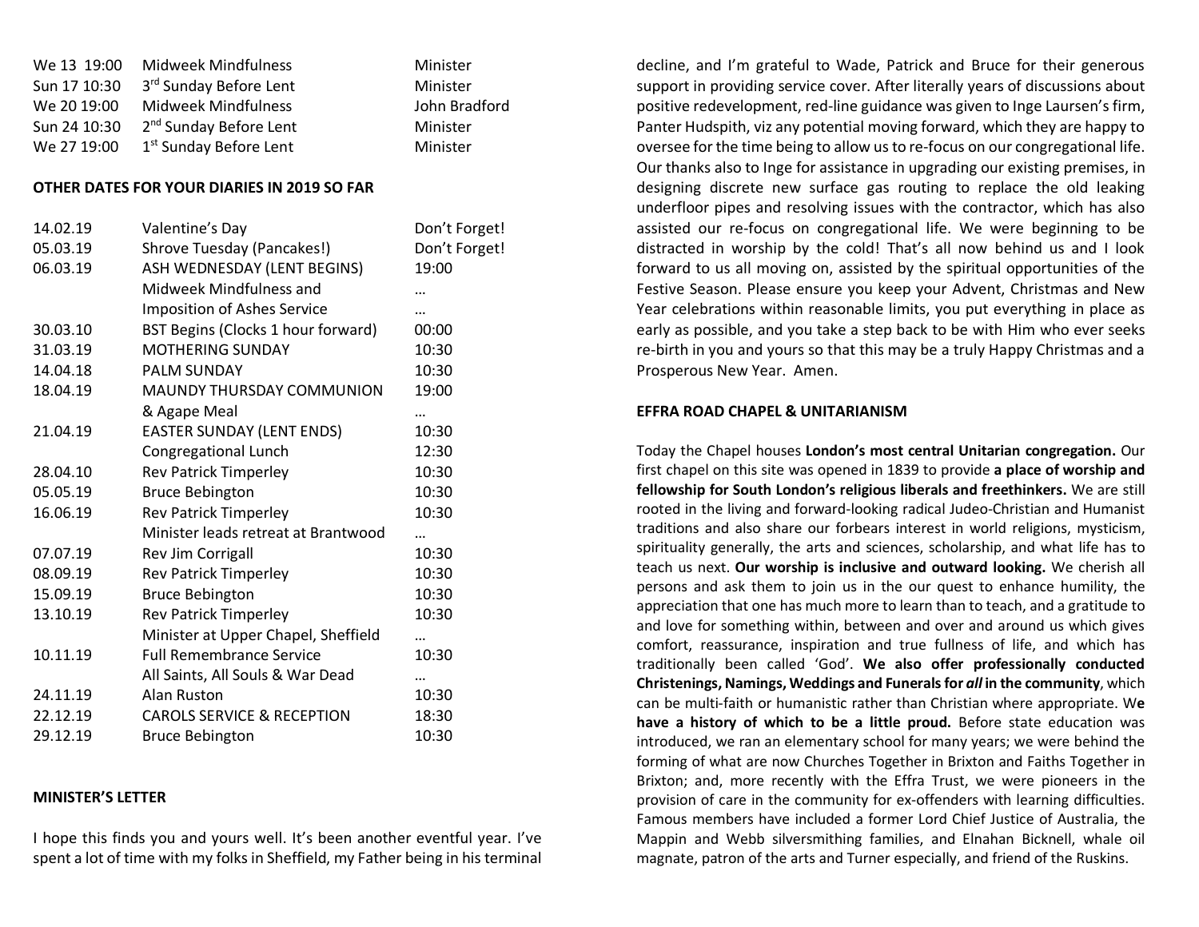| | | |
|---|---|---|
| We 13 19:00 | Midweek Mindfulness | Minister |
| Sun 17 10:30 | 3rd Sunday Before Lent | Minister |
| We 20 19:00 | Midweek Mindfulness | John Bradford |
| Sun 24 10:30 | 2nd Sunday Before Lent | Minister |
| We 27 19:00 | 1st Sunday Before Lent | Minister |

**OTHER DATES FOR YOUR DIARIES IN 2019 SO FAR**

| | | |
|---|---|---|
| 14.02.19 | Valentine's Day | Don't Forget! |
| 05.03.19 | Shrove Tuesday (Pancakes!) | Don't Forget! |
| 06.03.19 | ASH WEDNESDAY (LENT BEGINS) | 19:00 |
| | Midweek Mindfulness and | … |
| | Imposition of Ashes Service | … |
| 30.03.10 | BST Begins (Clocks 1 hour forward) | 00:00 |
| 31.03.19 | MOTHERING SUNDAY | 10:30 |
| 14.04.18 | PALM SUNDAY | 10:30 |
| 18.04.19 | MAUNDY THURSDAY COMMUNION | 19:00 |
| | & Agape Meal | … |
| 21.04.19 | EASTER SUNDAY (LENT ENDS) | 10:30 |
| | Congregational Lunch | 12:30 |
| 28.04.10 | Rev Patrick Timperley | 10:30 |
| 05.05.19 | Bruce Bebington | 10:30 |
| 16.06.19 | Rev Patrick Timperley | 10:30 |
| | Minister leads retreat at Brantwood | … |
| 07.07.19 | Rev Jim Corrigall | 10:30 |
| 08.09.19 | Rev Patrick Timperley | 10:30 |
| 15.09.19 | Bruce Bebington | 10:30 |
| 13.10.19 | Rev Patrick Timperley | 10:30 |
| | Minister at Upper Chapel, Sheffield | … |
| 10.11.19 | Full Remembrance Service | 10:30 |
| | All Saints, All Souls & War Dead | … |
| 24.11.19 | Alan Ruston | 10:30 |
| 22.12.19 | CAROLS SERVICE & RECEPTION | 18:30 |
| 29.12.19 | Bruce Bebington | 10:30 |

**MINISTER'S LETTER**

I hope this finds you and yours well. It's been another eventful year. I've spent a lot of time with my folks in Sheffield, my Father being in his terminal decline, and I'm grateful to Wade, Patrick and Bruce for their generous support in providing service cover. After literally years of discussions about positive redevelopment, red-line guidance was given to Inge Laursen's firm, Panter Hudspith, viz any potential moving forward, which they are happy to oversee for the time being to allow us to re-focus on our congregational life. Our thanks also to Inge for assistance in upgrading our existing premises, in designing discrete new surface gas routing to replace the old leaking underfloor pipes and resolving issues with the contractor, which has also assisted our re-focus on congregational life. We were beginning to be distracted in worship by the cold! That's all now behind us and I look forward to us all moving on, assisted by the spiritual opportunities of the Festive Season. Please ensure you keep your Advent, Christmas and New Year celebrations within reasonable limits, you put everything in place as early as possible, and you take a step back to be with Him who ever seeks re-birth in you and yours so that this may be a truly Happy Christmas and a Prosperous New Year. Amen.

**EFFRA ROAD CHAPEL & UNITARIANISM**

Today the Chapel houses **London's most central Unitarian congregation.** Our first chapel on this site was opened in 1839 to provide **a place of worship and fellowship for South London's religious liberals and freethinkers.** We are still rooted in the living and forward-looking radical Judeo-Christian and Humanist traditions and also share our forbears interest in world religions, mysticism, spirituality generally, the arts and sciences, scholarship, and what life has to teach us next. **Our worship is inclusive and outward looking.** We cherish all persons and ask them to join us in the our quest to enhance humility, the appreciation that one has much more to learn than to teach, and a gratitude to and love for something within, between and over and around us which gives comfort, reassurance, inspiration and true fullness of life, and which has traditionally been called 'God'. **We also offer professionally conducted Christenings, Namings, Weddings and Funerals for *all* in the community**, which can be multi-faith or humanistic rather than Christian where appropriate. W**e have a history of which to be a little proud.** Before state education was introduced, we ran an elementary school for many years; we were behind the forming of what are now Churches Together in Brixton and Faiths Together in Brixton; and, more recently with the Effra Trust, we were pioneers in the provision of care in the community for ex-offenders with learning difficulties. Famous members have included a former Lord Chief Justice of Australia, the Mappin and Webb silversmithing families, and Elnahan Bicknell, whale oil magnate, patron of the arts and Turner especially, and friend of the Ruskins.